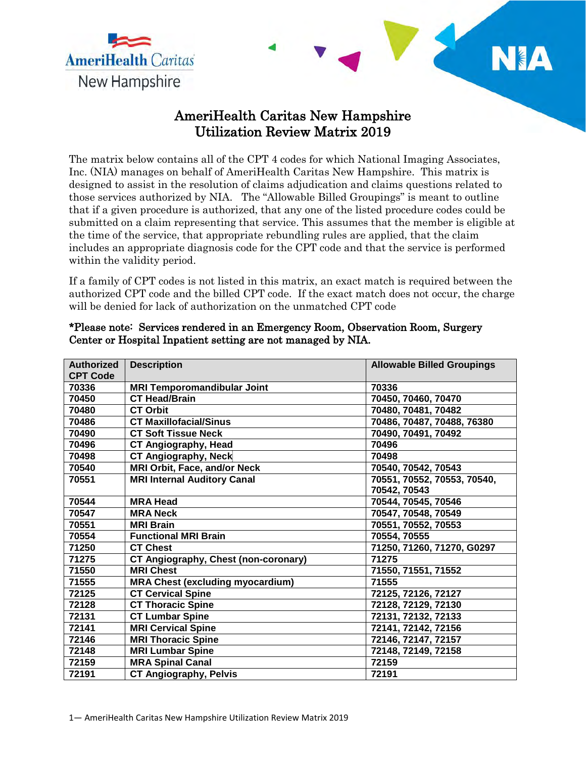# AmeriHealth Caritas New Hampshire Utilization Review Matrix 2019

The matrix below contains all of the CPT 4 codes for which National Imaging Associates, Inc. (NIA) manages on behalf of AmeriHealth Caritas New Hampshire. This matrix is designed to assist in the resolution of claims adjudication and claims questions related to those services authorized by NIA. The "Allowable Billed Groupings" is meant to outline that if a given procedure is authorized, that any one of the listed procedure codes could be submitted on a claim representing that service. This assumes that the member is eligible at the time of the service, that appropriate rebundling rules are applied, that the claim includes an appropriate diagnosis code for the CPT code and that the service is performed within the validity period.

If a family of CPT codes is not listed in this matrix, an exact match is required between the authorized CPT code and the billed CPT code. If the exact match does not occur, the charge will be denied for lack of authorization on the unmatched CPT code

**\*Please note: Services rendered in an Emergency Room, Observation Room, Surgery Center or Hospital Inpatient setting are not managed by NIA.**

| Authorized CPT Code | Description | Allowable Billed Groupings |
|---|---|---|
| 70336 | MRI Temporomandibular Joint | 70336 |
| 70450 | CT Head/Brain | 70450, 70460, 70470 |
| 70480 | CT Orbit | 70480, 70481, 70482 |
| 70486 | CT Maxillofacial/Sinus | 70486, 70487, 70488, 76380 |
| 70490 | CT Soft Tissue Neck | 70490, 70491, 70492 |
| 70496 | CT Angiography, Head | 70496 |
| 70498 | CT Angiography, Neck | 70498 |
| 70540 | MRI Orbit, Face, and/or Neck | 70540, 70542, 70543 |
| 70551 | MRI Internal Auditory Canal | 70551, 70552, 70553, 70540, 70542, 70543 |
| 70544 | MRA Head | 70544, 70545, 70546 |
| 70547 | MRA Neck | 70547, 70548, 70549 |
| 70551 | MRI Brain | 70551, 70552, 70553 |
| 70554 | Functional MRI Brain | 70554, 70555 |
| 71250 | CT Chest | 71250, 71260, 71270, G0297 |
| 71275 | CT Angiography, Chest (non-coronary) | 71275 |
| 71550 | MRI Chest | 71550, 71551, 71552 |
| 71555 | MRA Chest (excluding myocardium) | 71555 |
| 72125 | CT Cervical Spine | 72125, 72126, 72127 |
| 72128 | CT Thoracic Spine | 72128, 72129, 72130 |
| 72131 | CT Lumbar Spine | 72131, 72132, 72133 |
| 72141 | MRI Cervical Spine | 72141, 72142, 72156 |
| 72146 | MRI Thoracic Spine | 72146, 72147, 72157 |
| 72148 | MRI Lumbar Spine | 72148, 72149, 72158 |
| 72159 | MRA Spinal Canal | 72159 |
| 72191 | CT Angiography, Pelvis | 72191 |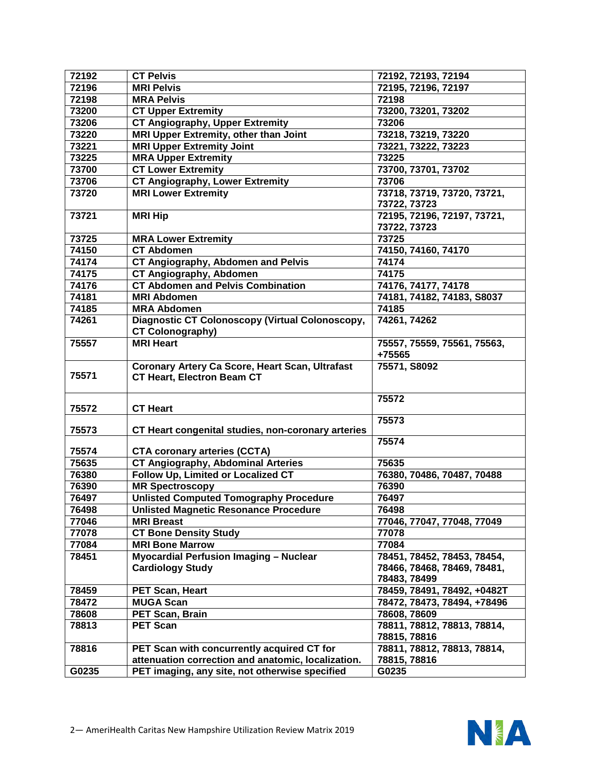| 72192 | CT Pelvis | 72192, 72193, 72194 |
|---|---|---|
| 72196 | MRI Pelvis | 72195, 72196, 72197 |
| 72198 | MRA Pelvis | 72198 |
| 73200 | CT Upper Extremity | 73200, 73201, 73202 |
| 73206 | CT Angiography, Upper Extremity | 73206 |
| 73220 | MRI Upper Extremity, other than Joint | 73218, 73219, 73220 |
| 73221 | MRI Upper Extremity Joint | 73221, 73222, 73223 |
| 73225 | MRA Upper Extremity | 73225 |
| 73700 | CT Lower Extremity | 73700, 73701, 73702 |
| 73706 | CT Angiography, Lower Extremity | 73706 |
| 73720 | MRI Lower Extremity | 73718, 73719, 73720, 73721, 73722, 73723 |
| 73721 | MRI Hip | 72195, 72196, 72197, 73721, 73722, 73723 |
| 73725 | MRA Lower Extremity | 73725 |
| 74150 | CT Abdomen | 74150, 74160, 74170 |
| 74174 | CT Angiography, Abdomen and Pelvis | 74174 |
| 74175 | CT Angiography, Abdomen | 74175 |
| 74176 | CT Abdomen and Pelvis Combination | 74176, 74177, 74178 |
| 74181 | MRI Abdomen | 74181, 74182, 74183, S8037 |
| 74185 | MRA Abdomen | 74185 |
| 74261 | Diagnostic CT Colonoscopy (Virtual Colonoscopy, CT Colonography) | 74261, 74262 |
| 75557 | MRI Heart | 75557, 75559, 75561, 75563, +75565 |
| 75571 | Coronary Artery Ca Score, Heart Scan, Ultrafast CT Heart, Electron Beam CT | 75571, S8092 |
| 75572 | CT Heart | 75572 |
| 75573 | CT Heart congenital studies, non-coronary arteries | 75573 |
| 75574 | CTA coronary arteries (CCTA) | 75574 |
| 75635 | CT Angiography, Abdominal Arteries | 75635 |
| 76380 | Follow Up, Limited or Localized CT | 76380, 70486, 70487, 70488 |
| 76390 | MR Spectroscopy | 76390 |
| 76497 | Unlisted Computed Tomography Procedure | 76497 |
| 76498 | Unlisted Magnetic Resonance Procedure | 76498 |
| 77046 | MRI Breast | 77046, 77047, 77048, 77049 |
| 77078 | CT Bone Density Study | 77078 |
| 77084 | MRI Bone Marrow | 77084 |
| 78451 | Myocardial Perfusion Imaging – Nuclear Cardiology Study | 78451, 78452, 78453, 78454, 78466, 78468, 78469, 78481, 78483, 78499 |
| 78459 | PET Scan, Heart | 78459, 78491, 78492, +0482T |
| 78472 | MUGA Scan | 78472, 78473, 78494, +78496 |
| 78608 | PET Scan, Brain | 78608, 78609 |
| 78813 | PET Scan | 78811, 78812, 78813, 78814, 78815, 78816 |
| 78816 | PET Scan with concurrently acquired CT for attenuation correction and anatomic, localization. | 78811, 78812, 78813, 78814, 78815, 78816 |
| G0235 | PET imaging, any site, not otherwise specified | G0235 |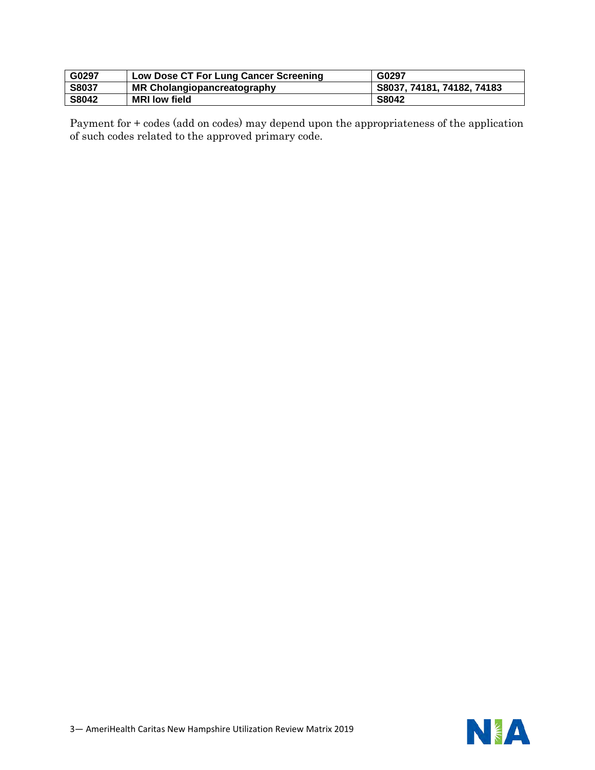| | | |
|---|---|---|
| **G0297** | **Low Dose CT For Lung Cancer Screening** | **G0297** |
| **S8037** | **MR Cholangiopancreatography** | **S8037, 74181, 74182, 74183** |
| **S8042** | **MRI low field** | **S8042** |

Payment for + codes (add on codes) may depend upon the appropriateness of the application of such codes related to the approved primary code.